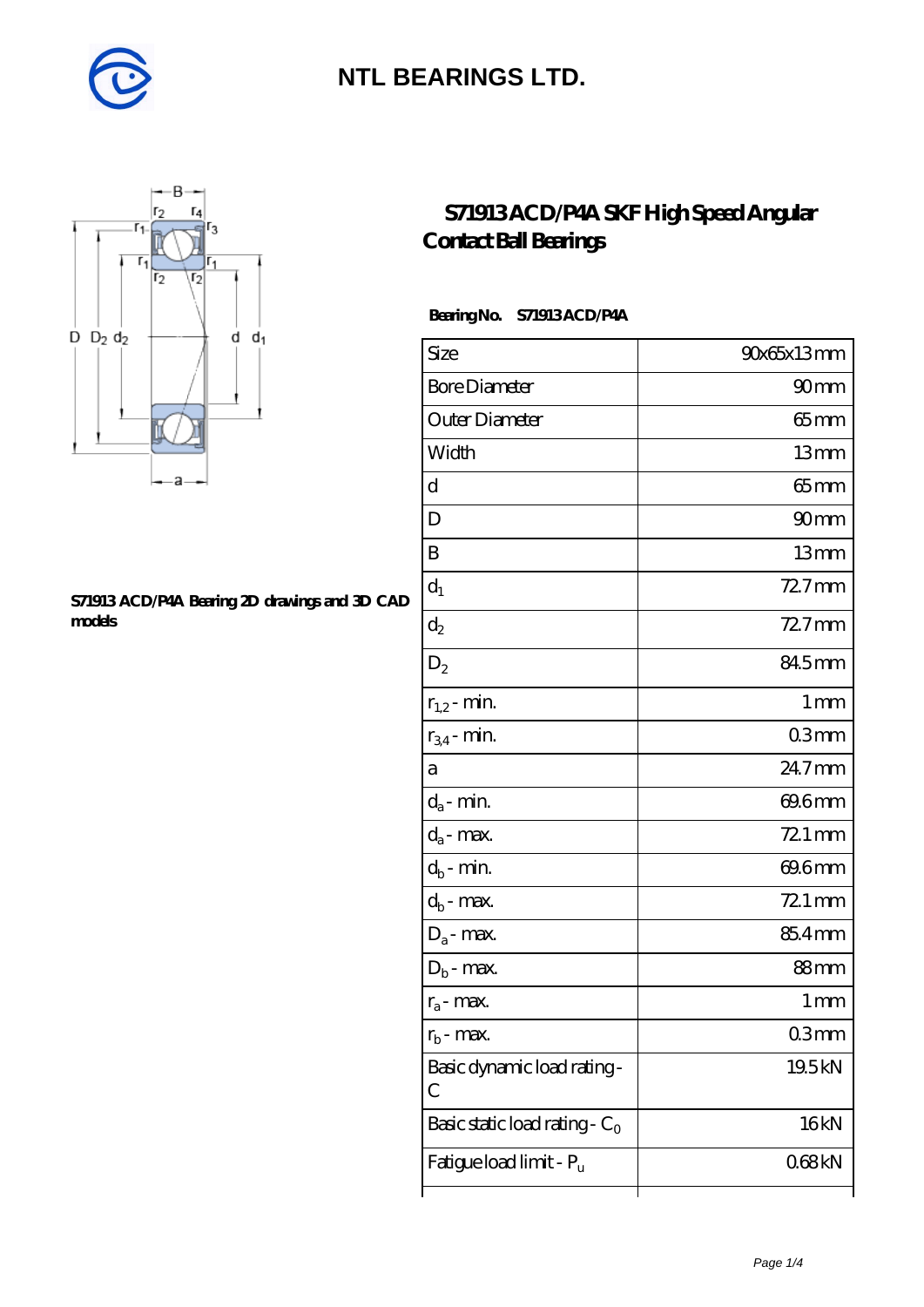# NTL BEARINGS LTD.

## S71913 ACD/P4A SKF High Speed Angular Contact Ball Bearings

S71913 ACD/P4A Bearing 2D drawings and 3D CAD models

**Bearing No.** **S71913 ACD/P4A**

| Size | 90x65x13 mm |
|---|---|
| Bore Diameter | 90 mm |
| Outer Diameter | 65 mm |
| Width | 13 mm |
| d | 65 mm |
| D | 90 mm |
| B | 13 mm |
| $d_1$ | 72.7 mm |
| $d_2$ | 72.7 mm |
| $D_2$ | 84.5 mm |
| $r_{1,2}$ - min. | 1 mm |
| $r_{3,4}$ - min. | 0.3 mm |
| a | 24.7 mm |
| $d_a$ - min. | 69.6 mm |
| $d_a$ - max. | 72.1 mm |
| $d_b$ - min. | 69.6 mm |
| $d_b$ - max. | 72.1 mm |
| $D_a$ - max. | 85.4 mm |
| $D_b$ - max. | 88 mm |
| $r_a$ - max. | 1 mm |
| $r_b$ - max. | 0.3 mm |
| Basic dynamic load rating - C | 19.5 kN |
| Basic static load rating - $C_0$ | 16 kN |
| Fatigue load limit - $P_u$ | 0.68 kN |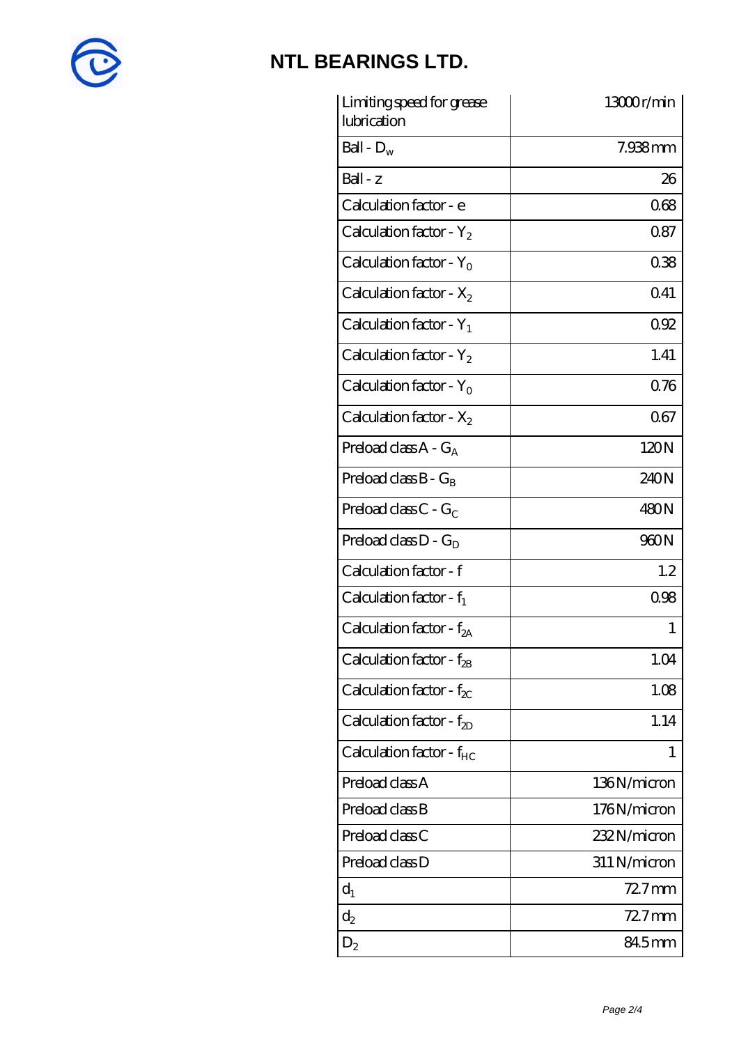| Limiting speed for grease lubrication | 13000 r/min |
|---|---|
| Ball - $D_w$ | 7.938 mm |
| Ball - z | 26 |
| Calculation factor - e | 0.68 |
| Calculation factor - $Y_2$ | 0.87 |
| Calculation factor - $Y_0$ | 0.38 |
| Calculation factor - $X_2$ | 0.41 |
| Calculation factor - $Y_1$ | 0.92 |
| Calculation factor - $Y_2$ | 1.41 |
| Calculation factor - $Y_0$ | 0.76 |
| Calculation factor - $X_2$ | 0.67 |
| Preload class A - $G_A$ | 120 N |
| Preload class B - $G_B$ | 240 N |
| Preload class C - $G_C$ | 480 N |
| Preload class D - $G_D$ | 960 N |
| Calculation factor - f | 1.2 |
| Calculation factor - $f_1$ | 0.98 |
| Calculation factor - $f_{2A}$ | 1 |
| Calculation factor - $f_{2B}$ | 1.04 |
| Calculation factor - $f_{2C}$ | 1.08 |
| Calculation factor - $f_{2D}$ | 1.14 |
| Calculation factor - $f_{HC}$ | 1 |
| Preload class A | 136 N/micron |
| Preload class B | 176 N/micron |
| Preload class C | 232 N/micron |
| Preload class D | 311 N/micron |
| $d_1$ | 72.7 mm |
| $d_2$ | 72.7 mm |
| $D_2$ | 84.5 mm |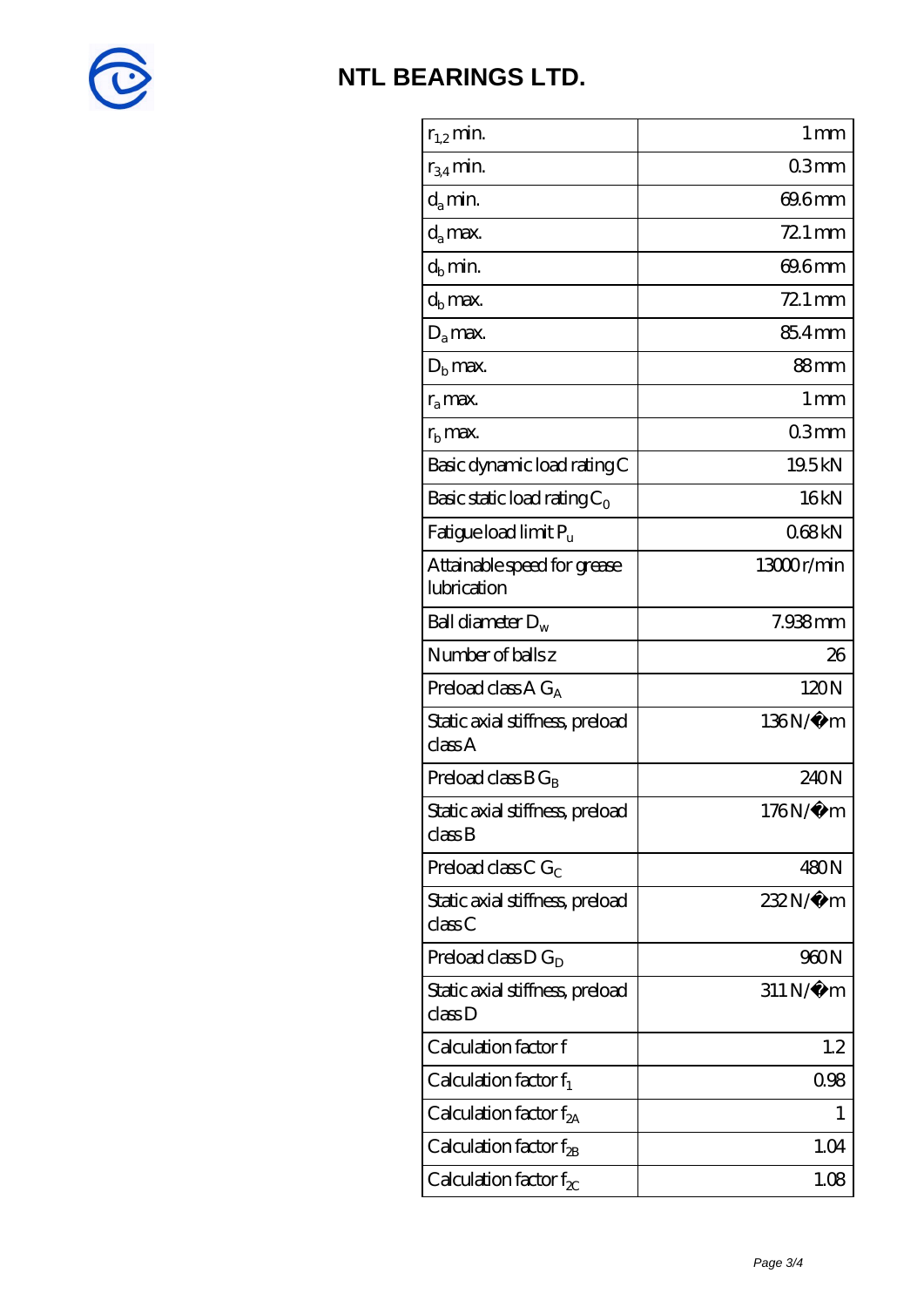# NTL BEARINGS LTD.

| | |
|---|---|
| $r_{1,2}$ min. | 1 mm |
| $r_{3,4}$ min. | 0.3 mm |
| $d_a$ min. | 69.6 mm |
| $d_a$ max. | 72.1 mm |
| $d_b$ min. | 69.6 mm |
| $d_b$ max. | 72.1 mm |
| $D_a$ max. | 85.4 mm |
| $D_b$ max. | 88 mm |
| $r_a$ max. | 1 mm |
| $r_b$ max. | 0.3 mm |
| Basic dynamic load rating C | 19.5 kN |
| Basic static load rating $C_0$ | 16 kN |
| Fatigue load limit $P_u$ | 0.68 kN |
| Attainable speed for grease lubrication | 13000 r/min |
| Ball diameter $D_w$ | 7.938 mm |
| Number of balls z | 26 |
| Preload class A $G_A$ | 120 N |
| Static axial stiffness, preload class A | 136 N/µm |
| Preload class B $G_B$ | 240 N |
| Static axial stiffness, preload class B | 176 N/µm |
| Preload class C $G_C$ | 480 N |
| Static axial stiffness, preload class C | 232 N/µm |
| Preload class D $G_D$ | 960 N |
| Static axial stiffness, preload class D | 311 N/µm |
| Calculation factor f | 1.2 |
| Calculation factor $f_1$ | 0.98 |
| Calculation factor $f_{2A}$ | 1 |
| Calculation factor $f_{2B}$ | 1.04 |
| Calculation factor $f_{2C}$ | 1.08 |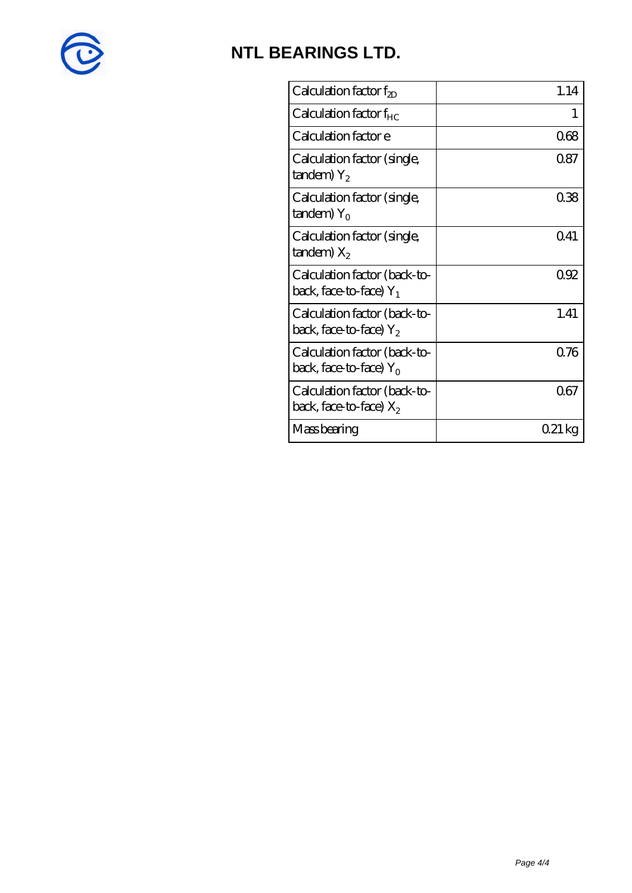| | |
|---|---|
| Calculation factor $f_{2D}$ | 1.14 |
| Calculation factor $f_{HC}$ | 1 |
| Calculation factor e | 0.68 |
| Calculation factor (single, tandem) $Y_2$ | 0.87 |
| Calculation factor (single, tandem) $Y_0$ | 0.38 |
| Calculation factor (single, tandem) $X_2$ | 0.41 |
| Calculation factor (back-to-back, face-to-face) $Y_1$ | 0.92 |
| Calculation factor (back-to-back, face-to-face) $Y_2$ | 1.41 |
| Calculation factor (back-to-back, face-to-face) $Y_0$ | 0.76 |
| Calculation factor (back-to-back, face-to-face) $X_2$ | 0.67 |
| Mass bearing | 0.21 kg |